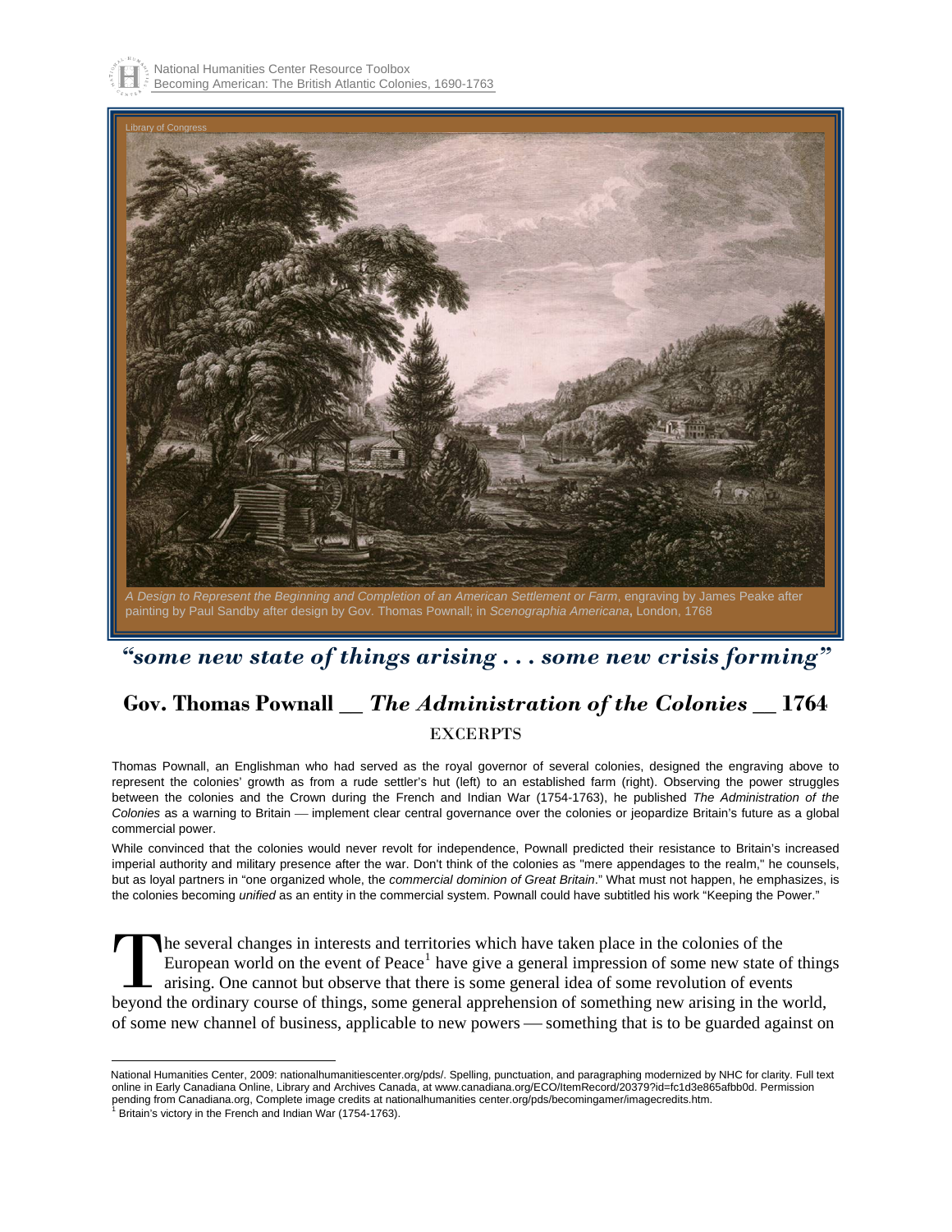National Humanities Center Resource Toolbox
Becoming American: The British Atlantic Colonies, 1690-1763

Library of Congress

*A Design to Represent the Beginning and Completion of an American Settlement or Farm*, engraving by James Peake after painting by Paul Sandby after design by Gov. Thomas Pownall; in *Scenographia Americana*, London, 1768

## *"some new state of things arising . . . some new crisis forming"*

# Gov. Thomas Pownall __ *The Administration of the Colonies* __ 1764

EXCERPTS

Thomas Pownall, an Englishman who had served as the royal governor of several colonies, designed the engraving above to represent the colonies' growth as from a rude settler's hut (left) to an established farm (right). Observing the power struggles between the colonies and the Crown during the French and Indian War (1754-1763), he published *The Administration of the Colonies* as a warning to Britain — implement clear central governance over the colonies or jeopardize Britain's future as a global commercial power.

While convinced that the colonies would never revolt for independence, Pownall predicted their resistance to Britain's increased imperial authority and military presence after the war. Don't think of the colonies as "mere appendages to the realm," he counsels, but as loyal partners in "one organized whole, the *commercial dominion of Great Britain*." What must not happen, he emphasizes, is the colonies becoming *unified* as an entity in the commercial system. Pownall could have subtitled his work "Keeping the Power."

The several changes in interests and territories which have taken place in the colonies of the European world on the event of Peace[1] have give a general impression of some new state of things arising. One cannot but observe that there is some general idea of some revolution of events beyond the ordinary course of things, some general apprehension of something new arising in the world, of some new channel of business, applicable to new powers — something that is to be guarded against on

---

National Humanities Center, 2009: nationalhumanitiescenter.org/pds/. Spelling, punctuation, and paragraphing modernized by NHC for clarity. Full text online in Early Canadiana Online, Library and Archives Canada, at www.canadiana.org/ECO/ItemRecord/20379?id=fc1d3e865afbb0d. Permission pending from Canadiana.org, Complete image credits at nationalhumanities center.org/pds/becomingamer/imagecredits.htm.

[1] Britain's victory in the French and Indian War (1754-1763).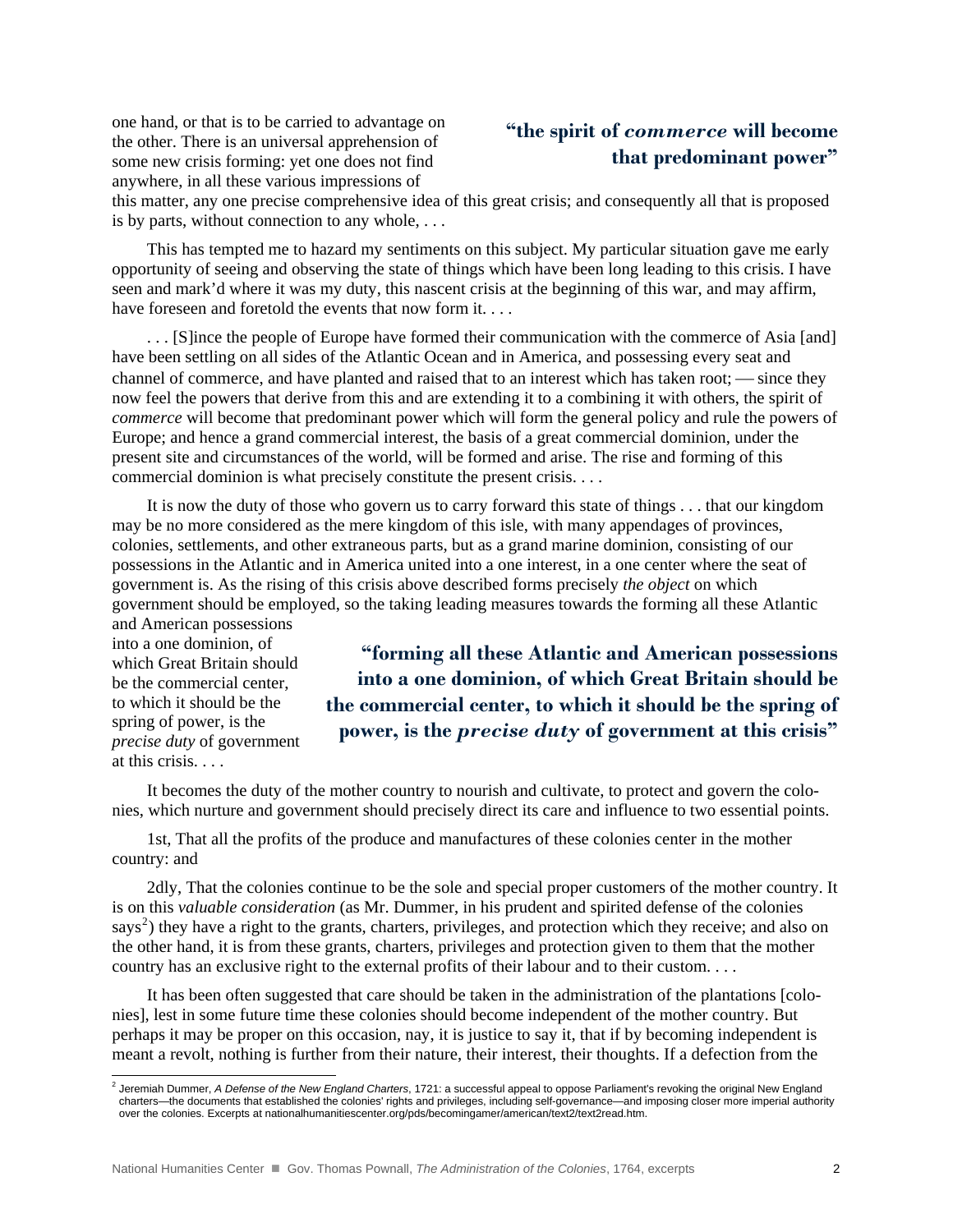one hand, or that is to be carried to advantage on the other. There is an universal apprehension of some new crisis forming: yet one does not find anywhere, in all these various impressions of this matter, any one precise comprehensive idea of this great crisis; and consequently all that is proposed is by parts, without connection to any whole, . . .

> **"the spirit of *commerce* will become that predominant power"**

This has tempted me to hazard my sentiments on this subject. My particular situation gave me early opportunity of seeing and observing the state of things which have been long leading to this crisis. I have seen and mark'd where it was my duty, this nascent crisis at the beginning of this war, and may affirm, have foreseen and foretold the events that now form it. . . .

. . . [S]ince the people of Europe have formed their communication with the commerce of Asia [and] have been settling on all sides of the Atlantic Ocean and in America, and possessing every seat and channel of commerce, and have planted and raised that to an interest which has taken root; — since they now feel the powers that derive from this and are extending it to a combining it with others, the spirit of *commerce* will become that predominant power which will form the general policy and rule the powers of Europe; and hence a grand commercial interest, the basis of a great commercial dominion, under the present site and circumstances of the world, will be formed and arise. The rise and forming of this commercial dominion is what precisely constitute the present crisis. . . .

It is now the duty of those who govern us to carry forward this state of things . . . that our kingdom may be no more considered as the mere kingdom of this isle, with many appendages of provinces, colonies, settlements, and other extraneous parts, but as a grand marine dominion, consisting of our possessions in the Atlantic and in America united into a one interest, in a one center where the seat of government is. As the rising of this crisis above described forms precisely *the object* on which government should be employed, so the taking leading measures towards the forming all these Atlantic and American possessions into a one dominion, of which Great Britain should be the commercial center, to which it should be the spring of power, is the *precise duty* of government at this crisis. . . .

> **"forming all these Atlantic and American possessions into a one dominion, of which Great Britain should be the commercial center, to which it should be the spring of power, is the *precise duty* of government at this crisis"**

It becomes the duty of the mother country to nourish and cultivate, to protect and govern the colonies, which nurture and government should precisely direct its care and influence to two essential points.

1st, That all the profits of the produce and manufactures of these colonies center in the mother country: and

2dly, That the colonies continue to be the sole and special proper customers of the mother country. It is on this *valuable consideration* (as Mr. Dummer, in his prudent and spirited defense of the colonies says[2]) they have a right to the grants, charters, privileges, and protection which they receive; and also on the other hand, it is from these grants, charters, privileges and protection given to them that the mother country has an exclusive right to the external profits of their labour and to their custom. . . .

It has been often suggested that care should be taken in the administration of the plantations [colonies], lest in some future time these colonies should become independent of the mother country. But perhaps it may be proper on this occasion, nay, it is justice to say it, that if by becoming independent is meant a revolt, nothing is further from their nature, their interest, their thoughts. If a defection from the

---

[2] Jeremiah Dummer, *A Defense of the New England Charters*, 1721: a successful appeal to oppose Parliament's revoking the original New England charters—the documents that established the colonies' rights and privileges, including self-governance—and imposing closer more imperial authority over the colonies. Excerpts at nationalhumanitiescenter.org/pds/becomingamer/american/text2/text2read.htm.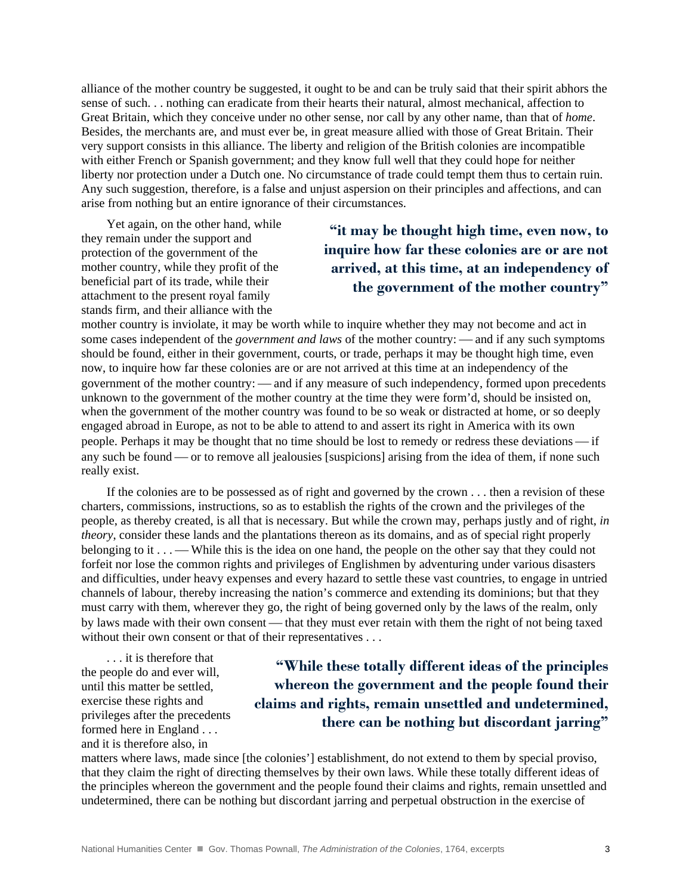alliance of the mother country be suggested, it ought to be and can be truly said that their spirit abhors the sense of such. . . nothing can eradicate from their hearts their natural, almost mechanical, affection to Great Britain, which they conceive under no other sense, nor call by any other name, than that of *home*. Besides, the merchants are, and must ever be, in great measure allied with those of Great Britain. Their very support consists in this alliance. The liberty and religion of the British colonies are incompatible with either French or Spanish government; and they know full well that they could hope for neither liberty nor protection under a Dutch one. No circumstance of trade could tempt them thus to certain ruin. Any such suggestion, therefore, is a false and unjust aspersion on their principles and affections, and can arise from nothing but an entire ignorance of their circumstances.

**"it may be thought high time, even now, to inquire how far these colonies are or are not arrived, at this time, at an independency of the government of the mother country"**

Yet again, on the other hand, while they remain under the support and protection of the government of the mother country, while they profit of the beneficial part of its trade, while their attachment to the present royal family stands firm, and their alliance with the mother country is inviolate, it may be worth while to inquire whether they may not become and act in some cases independent of the *government and laws* of the mother country: — and if any such symptoms should be found, either in their government, courts, or trade, perhaps it may be thought high time, even now, to inquire how far these colonies are or are not arrived at this time at an independency of the government of the mother country: — and if any measure of such independency, formed upon precedents unknown to the government of the mother country at the time they were form'd, should be insisted on, when the government of the mother country was found to be so weak or distracted at home, or so deeply engaged abroad in Europe, as not to be able to attend to and assert its right in America with its own people. Perhaps it may be thought that no time should be lost to remedy or redress these deviations — if any such be found — or to remove all jealousies [suspicions] arising from the idea of them, if none such really exist.

If the colonies are to be possessed as of right and governed by the crown . . . then a revision of these charters, commissions, instructions, so as to establish the rights of the crown and the privileges of the people, as thereby created, is all that is necessary. But while the crown may, perhaps justly and of right, *in theory*, consider these lands and the plantations thereon as its domains, and as of special right properly belonging to it . . . — While this is the idea on one hand, the people on the other say that they could not forfeit nor lose the common rights and privileges of Englishmen by adventuring under various disasters and difficulties, under heavy expenses and every hazard to settle these vast countries, to engage in untried channels of labour, thereby increasing the nation's commerce and extending its dominions; but that they must carry with them, wherever they go, the right of being governed only by the laws of the realm, only by laws made with their own consent — that they must ever retain with them the right of not being taxed without their own consent or that of their representatives . . .

**"While these totally different ideas of the principles whereon the government and the people found their claims and rights, remain unsettled and undetermined, there can be nothing but discordant jarring"**

. . . it is therefore that the people do and ever will, until this matter be settled, exercise these rights and privileges after the precedents formed here in England . . . and it is therefore also, in matters where laws, made since [the colonies'] establishment, do not extend to them by special proviso, that they claim the right of directing themselves by their own laws. While these totally different ideas of the principles whereon the government and the people found their claims and rights, remain unsettled and undetermined, there can be nothing but discordant jarring and perpetual obstruction in the exercise of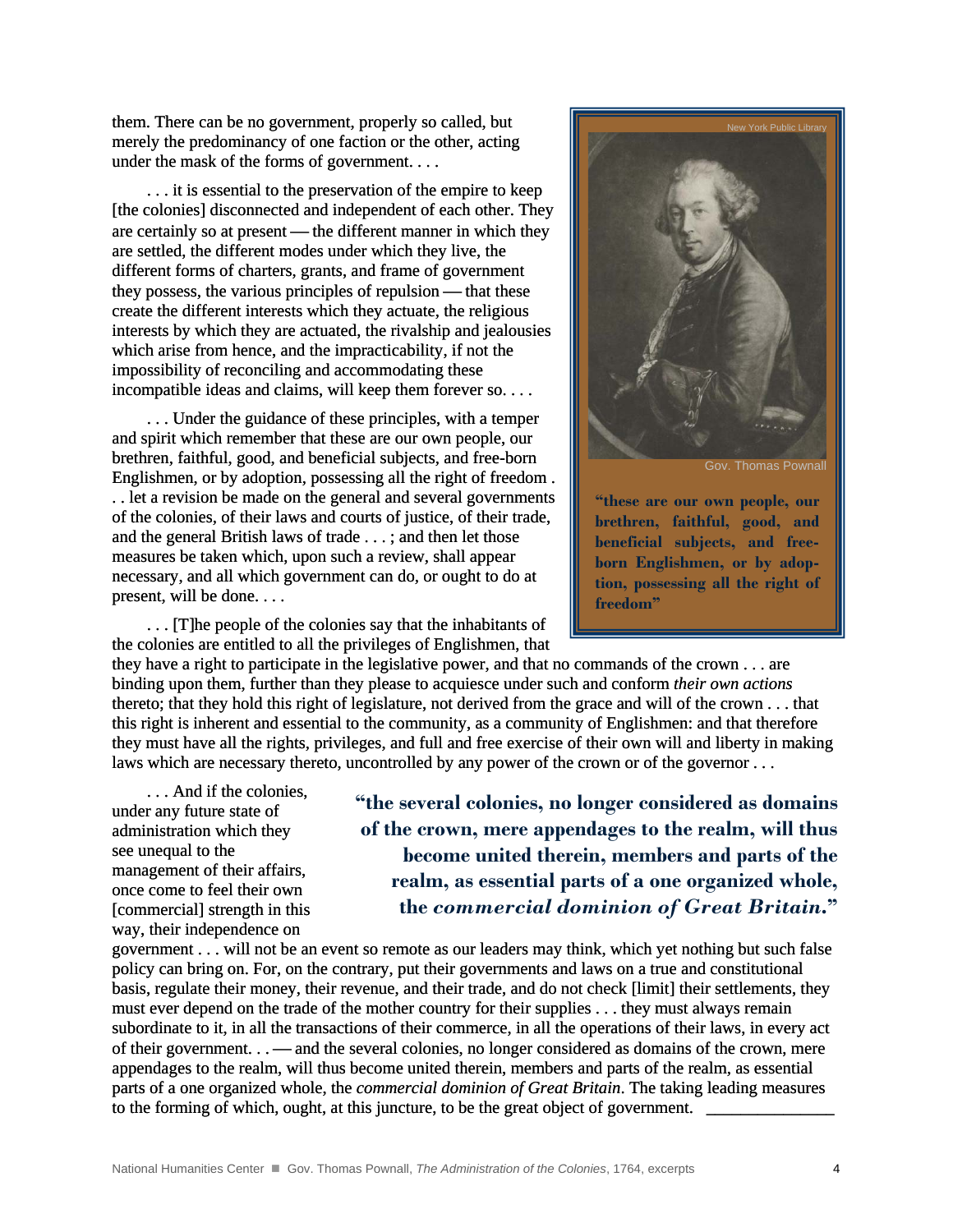them. There can be no government, properly so called, but merely the predominancy of one faction or the other, acting under the mask of the forms of government. . . .

. . . it is essential to the preservation of the empire to keep [the colonies] disconnected and independent of each other. They are certainly so at present — the different manner in which they are settled, the different modes under which they live, the different forms of charters, grants, and frame of government they possess, the various principles of repulsion — that these create the different interests which they actuate, the religious interests by which they are actuated, the rivalship and jealousies which arise from hence, and the impracticability, if not the impossibility of reconciling and accommodating these incompatible ideas and claims, will keep them forever so. . . .

. . . Under the guidance of these principles, with a temper and spirit which remember that these are our own people, our brethren, faithful, good, and beneficial subjects, and free-born Englishmen, or by adoption, possessing all the right of freedom . . . let a revision be made on the general and several governments of the colonies, of their laws and courts of justice, of their trade, and the general British laws of trade . . . ; and then let those measures be taken which, upon such a review, shall appear necessary, and all which government can do, or ought to do at present, will be done. . . .

New York Public Library

Gov. Thomas Pownall

**"these are our own people, our brethren, faithful, good, and beneficial subjects, and free-born Englishmen, or by adoption, possessing all the right of freedom"**

. . . [T]he people of the colonies say that the inhabitants of the colonies are entitled to all the privileges of Englishmen, that they have a right to participate in the legislative power, and that no commands of the crown . . . are binding upon them, further than they please to acquiesce under such and conform *their own actions* thereto; that they hold this right of legislature, not derived from the grace and will of the crown . . . that this right is inherent and essential to the community, as a community of Englishmen: and that therefore they must have all the rights, privileges, and full and free exercise of their own will and liberty in making laws which are necessary thereto, uncontrolled by any power of the crown or of the governor . . .

**"the several colonies, no longer considered as domains of the crown, mere appendages to the realm, will thus become united therein, members and parts of the realm, as essential parts of a one organized whole, the *commercial dominion of Great Britain*."**

. . . And if the colonies, under any future state of administration which they see unequal to the management of their affairs, once come to feel their own [commercial] strength in this way, their independence on government . . . will not be an event so remote as our leaders may think, which yet nothing but such false policy can bring on. For, on the contrary, put their governments and laws on a true and constitutional basis, regulate their money, their revenue, and their trade, and do not check [limit] their settlements, they must ever depend on the trade of the mother country for their supplies . . . they must always remain subordinate to it, in all the transactions of their commerce, in all the operations of their laws, in every act of their government. . . — and the several colonies, no longer considered as domains of the crown, mere appendages to the realm, will thus become united therein, members and parts of the realm, as essential parts of a one organized whole, the *commercial dominion of Great Britain*. The taking leading measures to the forming of which, ought, at this juncture, to be the great object of government.